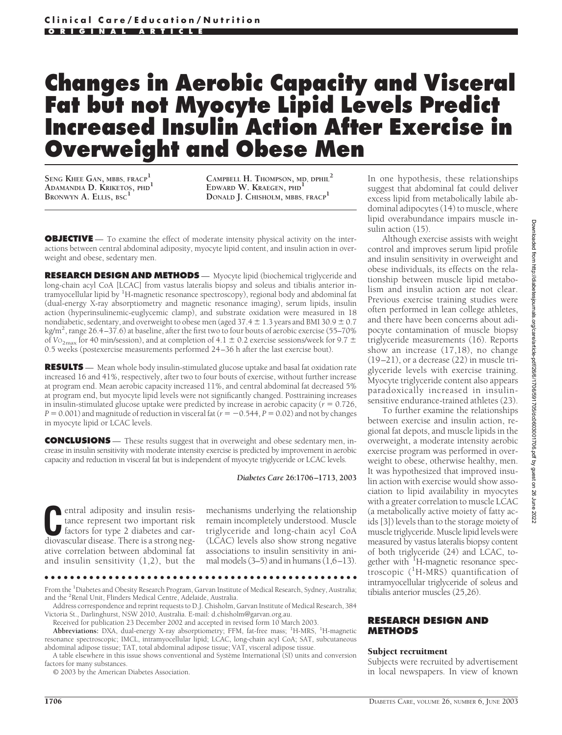Clinical Care/Education/Nutrition

ORIGINAL ARTICLE

# Changes in Aerobic Capacity and Visceral Fat but not Myocyte Lipid Levels Predict Increased Insulin Action After Exercise in Overweight and Obese Men

SENG KHEE GAN, MBBS, FRACP[1]
ADAMANDIA D. KRIKETOS, PHD[1]
BRONWYN A. ELLIS, BSC[1]
CAMPBELL H. THOMPSON, MD, DPHIL[2]
EDWARD W. KRAEGEN, PHD[1]
DONALD J. CHISHOLM, MBBS, FRACP[1]

**OBJECTIVE** — To examine the effect of moderate intensity physical activity on the interactions between central abdominal adiposity, myocyte lipid content, and insulin action in overweight and obese, sedentary men.

**RESEARCH DESIGN AND METHODS** — Myocyte lipid (biochemical triglyceride and long-chain acyl CoA [LCAC] from vastus lateralis biopsy and soleus and tibialis anterior intramyocellular lipid by $^{1}$H-magnetic resonance spectroscopy), regional body and abdominal fat (dual-energy X-ray absorptiometry and magnetic resonance imaging), serum lipids, insulin action (hyperinsulinemic-euglycemic clamp), and substrate oxidation were measured in 18 nondiabetic, sedentary, and overweight to obese men (aged 37.4 ± 1.3 years and BMI 30.9 ± 0.7 kg/m$^2$, range 26.4–37.6) at baseline, after the first two to four bouts of aerobic exercise (55–70% of $V_{O_{2max}}$ for 40 min/session), and at completion of 4.1 ± 0.2 exercise sessions/week for 9.7 ± 0.5 weeks (postexercise measurements performed 24–36 h after the last exercise bout).

**RESULTS** — Mean whole body insulin-stimulated glucose uptake and basal fat oxidation rate increased 16 and 41%, respectively, after two to four bouts of exercise, without further increase at program end. Mean aerobic capacity increased 11%, and central abdominal fat decreased 5% at program end, but myocyte lipid levels were not significantly changed. Posttraining increases in insulin-stimulated glucose uptake were predicted by increase in aerobic capacity ($r = 0.726$, $P = 0.001$) and magnitude of reduction in visceral fat ($r = -0.544$, $P = 0.02$) and not by changes in myocyte lipid or LCAC levels.

**CONCLUSIONS** — These results suggest that in overweight and obese sedentary men, increase in insulin sensitivity with moderate intensity exercise is predicted by improvement in aerobic capacity and reduction in visceral fat but is independent of myocyte triglyceride or LCAC levels.

*Diabetes Care* **26:1706–1713, 2003**

Central adiposity and insulin resistance represent two important risk factors for type 2 diabetes and cardiovascular disease. There is a strong negative correlation between abdominal fat and insulin sensitivity (1,2), but the mechanisms underlying the relationship remain incompletely understood. Muscle triglyceride and long-chain acyl CoA (LCAC) levels also show strong negative associations to insulin sensitivity in animal models (3–5) and in humans (1,6–13). In one hypothesis, these relationships suggest that abdominal fat could deliver excess lipid from metabolically labile abdominal adipocytes (14) to muscle, where lipid overabundance impairs muscle insulin action (15).

Although exercise assists with weight control and improves serum lipid profile and insulin sensitivity in overweight and obese individuals, its effects on the relationship between muscle lipid metabolism and insulin action are not clear. Previous exercise training studies were often performed in lean college athletes, and there have been concerns about adipocyte contamination of muscle biopsy triglyceride measurements (16). Reports show an increase (17,18), no change (19–21), or a decrease (22) in muscle triglyceride levels with exercise training. Myocyte triglyceride content also appears paradoxically increased in insulin-sensitive endurance-trained athletes (23).

To further examine the relationships between exercise and insulin action, regional fat depots, and muscle lipids in the overweight, a moderate intensity aerobic exercise program was performed in overweight to obese, otherwise healthy, men. It was hypothesized that improved insulin action with exercise would show association to lipid availability in myocytes with a greater correlation to muscle LCAC (a metabolically active moiety of fatty acids [3]) levels than to the storage moiety of muscle triglyceride. Muscle lipid levels were measured by vastus lateralis biopsy content of both triglyceride (24) and LCAC, together with $^{1}$H-magnetic resonance spectroscopic ($^{1}$H-MRS) quantification of intramyocellular triglyceride of soleus and tibialis anterior muscles (25,26).

## RESEARCH DESIGN AND METHODS

### Subject recruitment

Subjects were recruited by advertisement in local newspapers. In view of known

From the [1]Diabetes and Obesity Research Program, Garvan Institute of Medical Research, Sydney, Australia; and the [2]Renal Unit, Flinders Medical Centre, Adelaide, Australia.

Address correspondence and reprint requests to D.J. Chisholm, Garvan Institute of Medical Research, 384 Victoria St., Darlinghurst, NSW 2010, Australia. E-mail: d.chisholm@garvan.org.au.

Received for publication 23 December 2002 and accepted in revised form 10 March 2003.

**Abbreviations:** DXA, dual-energy X-ray absorptiometry; FFM, fat-free mass; $^{1}$H-MRS, $^{1}$H-magnetic resonance spectroscopic; IMCL, intramyocellular lipid; LCAC, long-chain acyl CoA; SAT, subcutaneous abdominal adipose tissue; TAT, total abdominal adipose tissue; VAT, visceral adipose tissue.

A table elsewhere in this issue shows conventional and Système International (SI) units and conversion factors for many substances.

© 2003 by the American Diabetes Association.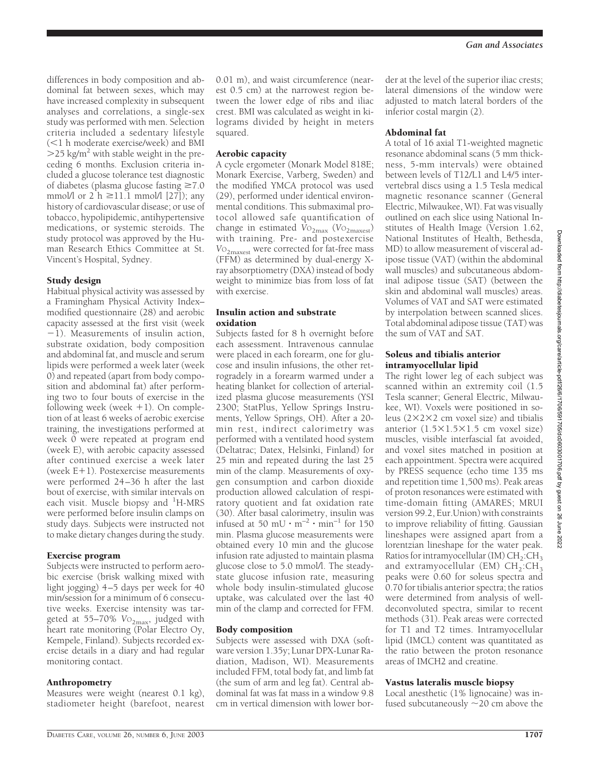differences in body composition and abdominal fat between sexes, which may have increased complexity in subsequent analyses and correlations, a single-sex study was performed with men. Selection criteria included a sedentary lifestyle (<1 h moderate exercise/week) and BMI $>25$ kg/m$^2$ with stable weight in the preceding 6 months. Exclusion criteria included a glucose tolerance test diagnostic of diabetes (plasma glucose fasting $\geq 7.0$ mmol/l or 2 h $\geq 11.1$ mmol/l [27]); any history of cardiovascular disease; or use of tobacco, hypolipidemic, antihypertensive medications, or systemic steroids. The study protocol was approved by the Human Research Ethics Committee at St. Vincent's Hospital, Sydney.

## Study design

Habitual physical activity was assessed by a Framingham Physical Activity Index–modified questionnaire (28) and aerobic capacity assessed at the first visit (week −1). Measurements of insulin action, substrate oxidation, body composition and abdominal fat, and muscle and serum lipids were performed a week later (week 0) and repeated (apart from body composition and abdominal fat) after performing two to four bouts of exercise in the following week (week +1). On completion of at least 6 weeks of aerobic exercise training, the investigations performed at week 0 were repeated at program end (week E), with aerobic capacity assessed after continued exercise a week later (week E+1). Postexercise measurements were performed 24–36 h after the last bout of exercise, with similar intervals on each visit. Muscle biopsy and $^1$H-MRS were performed before insulin clamps on study days. Subjects were instructed not to make dietary changes during the study.

## Exercise program

Subjects were instructed to perform aerobic exercise (brisk walking mixed with light jogging) 4–5 days per week for 40 min/session for a minimum of 6 consecutive weeks. Exercise intensity was targeted at 55–70% $V\mathrm{O}_{2max}$, judged with heart rate monitoring (Polar Electro Oy, Kempele, Finland). Subjects recorded exercise details in a diary and had regular monitoring contact.

## Anthropometry

Measures were weight (nearest 0.1 kg), stadiometer height (barefoot, nearest 0.01 m), and waist circumference (nearest 0.5 cm) at the narrowest region between the lower edge of ribs and iliac crest. BMI was calculated as weight in kilograms divided by height in meters squared.

## Aerobic capacity

A cycle ergometer (Monark Model 818E; Monark Exercise, Varberg, Sweden) and the modified YMCA protocol was used (29), performed under identical environmental conditions. This submaximal protocol allowed safe quantification of change in estimated $V\mathrm{O}_{2max}$ ($V\mathrm{O}_{2maxest}$) with training. Pre- and postexercise $V\mathrm{O}_{2maxest}$ were corrected for fat-free mass (FFM) as determined by dual-energy X-ray absorptiometry (DXA) instead of body weight to minimize bias from loss of fat with exercise.

## Insulin action and substrate oxidation

Subjects fasted for 8 h overnight before each assessment. Intravenous cannulae were placed in each forearm, one for glucose and insulin infusions, the other retrogradely in a forearm warmed under a heating blanket for collection of arterialized plasma glucose measurements (YSI 2300; StatPlus, Yellow Springs Instruments, Yellow Springs, OH). After a 20-min rest, indirect calorimetry was performed with a ventilated hood system (Deltatrac; Datex, Helsinki, Finland) for 25 min and repeated during the last 25 min of the clamp. Measurements of oxygen consumption and carbon dioxide production allowed calculation of respiratory quotient and fat oxidation rate (30). After basal calorimetry, insulin was infused at 50 mU $\cdot$ m$^{-2}$ $\cdot$ min$^{-1}$ for 150 min. Plasma glucose measurements were obtained every 10 min and the glucose infusion rate adjusted to maintain plasma glucose close to 5.0 mmol/l. The steady-state glucose infusion rate, measuring whole body insulin-stimulated glucose uptake, was calculated over the last 40 min of the clamp and corrected for FFM.

## Body composition

Subjects were assessed with DXA (software version 1.35y; Lunar DPX-Lunar Radiation, Madison, WI). Measurements included FFM, total body fat, and limb fat (the sum of arm and leg fat). Central abdominal fat was fat mass in a window 9.8 cm in vertical dimension with lower border at the level of the superior iliac crests; lateral dimensions of the window were adjusted to match lateral borders of the inferior costal margin (2).

## Abdominal fat

A total of 16 axial T1-weighted magnetic resonance abdominal scans (5 mm thickness, 5-mm intervals) were obtained between levels of T12/L1 and L4/5 intervertebral discs using a 1.5 Tesla medical magnetic resonance scanner (General Electric, Milwaukee, WI). Fat was visually outlined on each slice using National Institutes of Health Image (Version 1.62, National Institutes of Health, Bethesda, MD) to allow measurement of visceral adipose tissue (VAT) (within the abdominal wall muscles) and subcutaneous abdominal adipose tissue (SAT) (between the skin and abdominal wall muscles) areas. Volumes of VAT and SAT were estimated by interpolation between scanned slices. Total abdominal adipose tissue (TAT) was the sum of VAT and SAT.

## Soleus and tibialis anterior intramyocellular lipid

The right lower leg of each subject was scanned within an extremity coil (1.5 Tesla scanner; General Electric, Milwaukee, WI). Voxels were positioned in soleus ($2\times2\times2$ cm voxel size) and tibialis anterior ($1.5\times1.5\times1.5$ cm voxel size) muscles, visible interfascial fat avoided, and voxel sites matched in position at each appointment. Spectra were acquired by PRESS sequence (echo time 135 ms and repetition time 1,500 ms). Peak areas of proton resonances were estimated with time-domain fitting (AMARES; MRUI version 99.2, Eur.Union) with constraints to improve reliability of fitting. Gaussian lineshapes were assigned apart from a lorentzian lineshape for the water peak. Ratios for intramyocellular (IM) $CH_2$:$CH_3$ and extramyocellular (EM) $CH_2$:$CH_3$ peaks were 0.60 for soleus spectra and 0.70 for tibialis anterior spectra; the ratios were determined from analysis of well-deconvoluted spectra, similar to recent methods (31). Peak areas were corrected for T1 and T2 times. Intramyocellular lipid (IMCL) content was quantitated as the ratio between the proton resonance areas of IMCH2 and creatine.

## Vastus lateralis muscle biopsy

Local anesthetic (1% lignocaine) was infused subcutaneously ~20 cm above the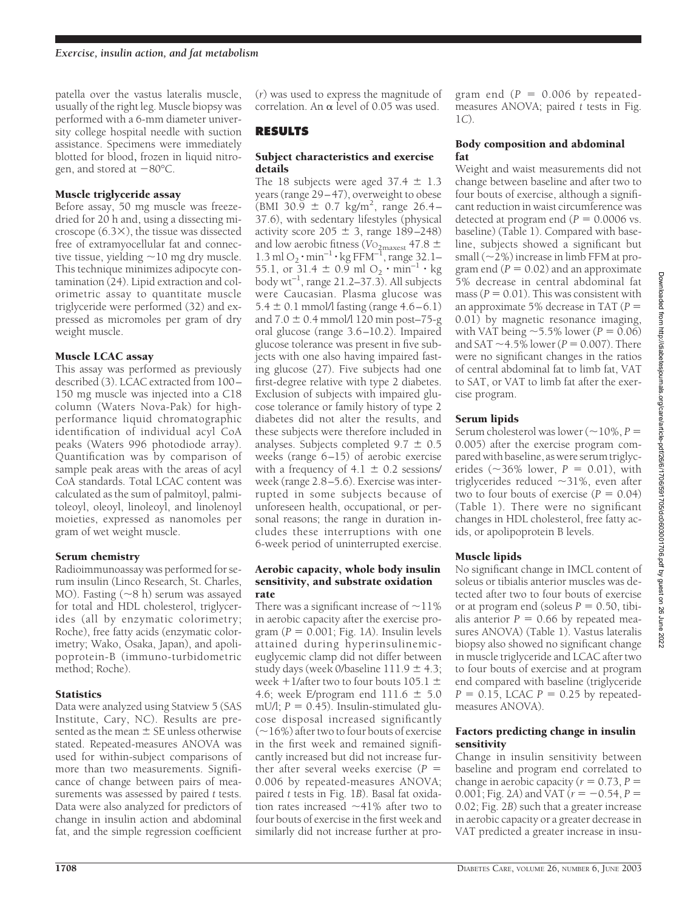patella over the vastus lateralis muscle, usually of the right leg. Muscle biopsy was performed with a 6-mm diameter university college hospital needle with suction assistance. Specimens were immediately blotted for blood, frozen in liquid nitrogen, and stored at −80°C.

### Muscle triglyceride assay

Before assay, 50 mg muscle was freeze-dried for 20 h and, using a dissecting microscope (6.3×), the tissue was dissected free of extramyocellular fat and connective tissue, yielding ~10 mg dry muscle. This technique minimizes adipocyte contamination (24). Lipid extraction and colorimetric assay to quantitate muscle triglyceride were performed (32) and expressed as micromoles per gram of dry weight muscle.

### Muscle LCAC assay

This assay was performed as previously described (3). LCAC extracted from 100–150 mg muscle was injected into a C18 column (Waters Nova-Pak) for high-performance liquid chromatographic identification of individual acyl CoA peaks (Waters 996 photodiode array). Quantification was by comparison of sample peak areas with the areas of acyl CoA standards. Total LCAC content was calculated as the sum of palmitoyl, palmitoleoyl, oleoyl, linoleoyl, and linolenoyl moieties, expressed as nanomoles per gram of wet weight muscle.

### Serum chemistry

Radioimmunoassay was performed for serum insulin (Linco Research, St. Charles, MO). Fasting (~8 h) serum was assayed for total and HDL cholesterol, triglycerides (all by enzymatic colorimetry; Roche), free fatty acids (enzymatic colorimetry; Wako, Osaka, Japan), and apolipoprotein-B (immuno-turbidometric method; Roche).

### Statistics

Data were analyzed using Statview 5 (SAS Institute, Cary, NC). Results are presented as the mean ± SE unless otherwise stated. Repeated-measures ANOVA was used for within-subject comparisons of more than two measurements. Significance of change between pairs of measurements was assessed by paired *t* tests. Data were also analyzed for predictors of change in insulin action and abdominal fat, and the simple regression coefficient ($r$) was used to express the magnitude of correlation. An $\alpha$ level of 0.05 was used.

## RESULTS

### Subject characteristics and exercise details

The 18 subjects were aged 37.4 ± 1.3 years (range 29–47), overweight to obese (BMI 30.9 ± 0.7 kg/m$^2$, range 26.4–37.6), with sedentary lifestyles (physical activity score 205 ± 3, range 189–248) and low aerobic fitness ($V_{O_{2maxest}}$ 47.8 ± 1.3 ml $O_2 \cdot$ min$^{-1} \cdot$ kg FFM$^{-1}$, range 32.1–55.1, or 31.4 ± 0.9 ml $O_2 \cdot$ min$^{-1} \cdot$ kg body wt$^{-1}$, range 21.2–37.3). All subjects were Caucasian. Plasma glucose was 5.4 ± 0.1 mmol/l fasting (range 4.6–6.1) and 7.0 ± 0.4 mmol/l 120 min post–75-g oral glucose (range 3.6–10.2). Impaired glucose tolerance was present in five subjects with one also having impaired fasting glucose (27). Five subjects had one first-degree relative with type 2 diabetes. Exclusion of subjects with impaired glucose tolerance or family history of type 2 diabetes did not alter the results, and these subjects were therefore included in analyses. Subjects completed 9.7 ± 0.5 weeks (range 6–15) of aerobic exercise with a frequency of 4.1 ± 0.2 sessions/week (range 2.8–5.6). Exercise was interrupted in some subjects because of unforeseen health, occupational, or personal reasons; the range in duration includes these interruptions with one 6-week period of uninterrupted exercise.

### Aerobic capacity, whole body insulin sensitivity, and substrate oxidation rate

There was a significant increase of ~11% in aerobic capacity after the exercise program ($P = 0.001$; Fig. 1*A*). Insulin levels attained during hyperinsulinemic-euglycemic clamp did not differ between study days (week 0/baseline 111.9 ± 4.3; week +1/after two to four bouts 105.1 ± 4.6; week E/program end 111.6 ± 5.0 mU/l; $P = 0.45$). Insulin-stimulated glucose disposal increased significantly (~16%) after two to four bouts of exercise in the first week and remained significantly increased but did not increase further after several weeks exercise ($P = 0.006$ by repeated-measures ANOVA; paired *t* tests in Fig. 1*B*). Basal fat oxidation rates increased ~41% after two to four bouts of exercise in the first week and similarly did not increase further at program end ($P = 0.006$ by repeated-measures ANOVA; paired *t* tests in Fig. 1*C*).

### Body composition and abdominal fat

Weight and waist measurements did not change between baseline and after two to four bouts of exercise, although a significant reduction in waist circumference was detected at program end ($P = 0.0006$ vs. baseline) (Table 1). Compared with baseline, subjects showed a significant but small (~2%) increase in limb FFM at program end ($P = 0.02$) and an approximate 5% decrease in central abdominal fat mass ($P = 0.01$). This was consistent with an approximate 5% decrease in TAT ($P = 0.01$) by magnetic resonance imaging, with VAT being ~5.5% lower ($P = 0.06$) and SAT ~4.5% lower ($P = 0.007$). There were no significant changes in the ratios of central abdominal fat to limb fat, VAT to SAT, or VAT to limb fat after the exercise program.

### Serum lipids

Serum cholesterol was lower (~10%, $P = 0.005$) after the exercise program compared with baseline, as were serum triglycerides (~36% lower, $P = 0.01$), with triglycerides reduced ~31%, even after two to four bouts of exercise ($P = 0.04$) (Table 1). There were no significant changes in HDL cholesterol, free fatty acids, or apolipoprotein B levels.

### Muscle lipids

No significant change in IMCL content of soleus or tibialis anterior muscles was detected after two to four bouts of exercise or at program end (soleus $P = 0.50$, tibialis anterior $P = 0.66$ by repeated measures ANOVA) (Table 1). Vastus lateralis biopsy also showed no significant change in muscle triglyceride and LCAC after two to four bouts of exercise and at program end compared with baseline (triglyceride $P = 0.15$, LCAC $P = 0.25$ by repeated-measures ANOVA).

### Factors predicting change in insulin sensitivity

Change in insulin sensitivity between baseline and program end correlated to change in aerobic capacity ($r = 0.73$, $P = 0.001$; Fig. 2*A*) and VAT ($r = -0.54$, $P = 0.02$; Fig. 2*B*) such that a greater increase in aerobic capacity or a greater decrease in VAT predicted a greater increase in insu-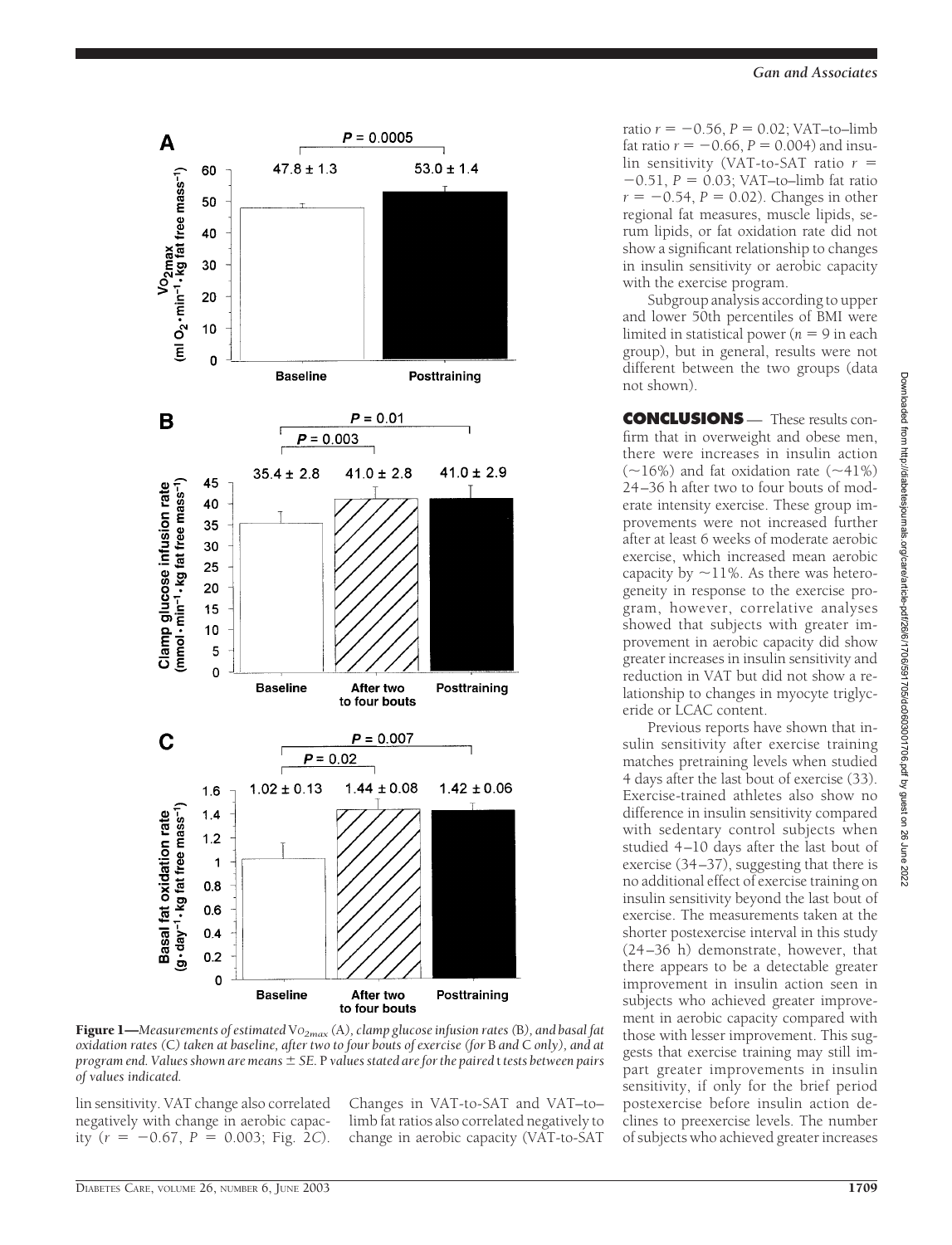**Figure 1**—*Measurements of estimated* $\dot{V}O_{2max}$ (A)*, clamp glucose infusion rates* (B)*, and basal fat oxidation rates* (C) *taken at baseline, after two to four bouts of exercise (for* B *and* C *only), and at program end. Values shown are means* ± *SE.* P *values stated are for the paired* t *tests between pairs of values indicated.*

lin sensitivity. VAT change also correlated negatively with change in aerobic capacity ($r = -0.67$, $P = 0.003$; Fig. 2*C*). Changes in VAT-to-SAT and VAT–to–limb fat ratios also correlated negatively to change in aerobic capacity (VAT-to-SAT ratio $r = -0.56$, $P = 0.02$; VAT–to–limb fat ratio $r = -0.66$, $P = 0.004$) and insulin sensitivity (VAT-to-SAT ratio $r = -0.51$, $P = 0.03$; VAT–to–limb fat ratio $r = -0.54$, $P = 0.02$). Changes in other regional fat measures, muscle lipids, serum lipids, or fat oxidation rate did not show a significant relationship to changes in insulin sensitivity or aerobic capacity with the exercise program.

Subgroup analysis according to upper and lower 50th percentiles of BMI were limited in statistical power ($n = 9$ in each group), but in general, results were not different between the two groups (data not shown).

## CONCLUSIONS

These results confirm that in overweight and obese men, there were increases in insulin action (~16%) and fat oxidation rate (~41%) 24–36 h after two to four bouts of moderate intensity exercise. These group improvements were not increased further after at least 6 weeks of moderate aerobic exercise, which increased mean aerobic capacity by ~11%. As there was heterogeneity in response to the exercise program, however, correlative analyses showed that subjects with greater improvement in aerobic capacity did show greater increases in insulin sensitivity and reduction in VAT but did not show a relationship to changes in myocyte triglyceride or LCAC content.

Previous reports have shown that insulin sensitivity after exercise training matches pretraining levels when studied 4 days after the last bout of exercise (33). Exercise-trained athletes also show no difference in insulin sensitivity compared with sedentary control subjects when studied 4–10 days after the last bout of exercise (34–37), suggesting that there is no additional effect of exercise training on insulin sensitivity beyond the last bout of exercise. The measurements taken at the shorter postexercise interval in this study (24–36 h) demonstrate, however, that there appears to be a detectable greater improvement in insulin action seen in subjects who achieved greater improvement in aerobic capacity compared with those with lesser improvement. This suggests that exercise training may still impart greater improvements in insulin sensitivity, if only for the brief period postexercise before insulin action declines to preexercise levels. The number of subjects who achieved greater increases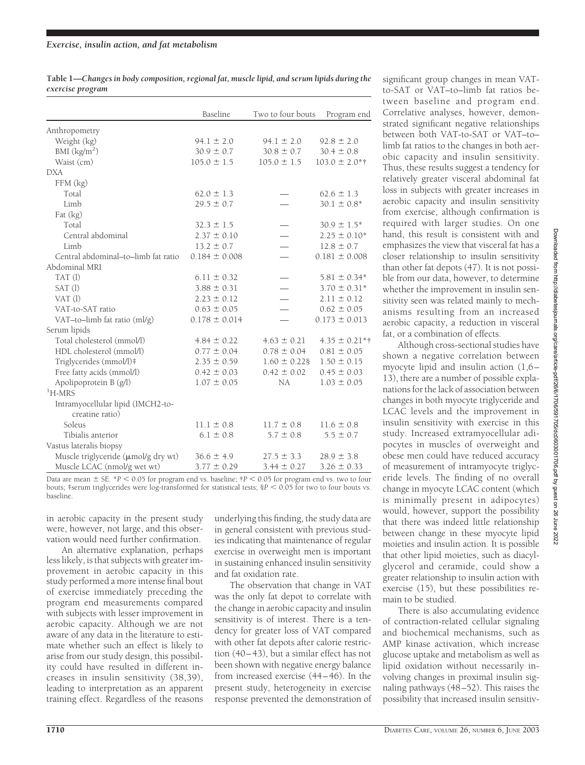**Table 1—Changes in body composition, regional fat, muscle lipid, and serum lipids during the exercise program**

| | Baseline | Two to four bouts | Program end |
|---|---|---|---|
| Anthropometry | | | |
| Weight (kg) | 94.1 ± 2.0 | 94.1 ± 2.0 | 92.8 ± 2.0 |
| BMI (kg/m$^2$) | 30.9 ± 0.7 | 30.8 ± 0.7 | 30.4 ± 0.8 |
| Waist (cm) | 105.0 ± 1.5 | 105.0 ± 1.5 | 103.0 ± 2.0*† |
| DXA | | | |
| FFM (kg) | | | |
| Total | 62.0 ± 1.3 | — | 62.6 ± 1.3 |
| Limb | 29.5 ± 0.7 | — | 30.1 ± 0.8* |
| Fat (kg) | | | |
| Total | 32.3 ± 1.5 | — | 30.9 ± 1.5* |
| Central abdominal | 2.37 ± 0.10 | — | 2.25 ± 0.10* |
| Limb | 13.2 ± 0.7 | — | 12.8 ± 0.7 |
| Central abdominal–to–limb fat ratio | 0.184 ± 0.008 | — | 0.181 ± 0.008 |
| Abdominal MRI | | | |
| TAT (l) | 6.11 ± 0.32 | — | 5.81 ± 0.34* |
| SAT (l) | 3.88 ± 0.31 | — | 3.70 ± 0.31* |
| VAT (l) | 2.23 ± 0.12 | — | 2.11 ± 0.12 |
| VAT-to-SAT ratio | 0.63 ± 0.05 | — | 0.62 ± 0.05 |
| VAT–to–limb fat ratio (ml/g) | 0.178 ± 0.014 | — | 0.173 ± 0.013 |
| Serum lipids | | | |
| Total cholesterol (mmol/l) | 4.84 ± 0.22 | 4.63 ± 0.21 | 4.35 ± 0.21*† |
| HDL cholesterol (mmol/l) | 0.77 ± 0.04 | 0.78 ± 0.04 | 0.81 ± 0.05 |
| Triglycerides (mmol/l)‡ | 2.35 ± 0.59 | 1.60 ± 0.22§ | 1.50 ± 0.15 |
| Free fatty acids (mmol/l) | 0.42 ± 0.03 | 0.42 ± 0.02 | 0.45 ± 0.03 |
| Apolipoprotein B (g/l) | 1.07 ± 0.05 | NA | 1.03 ± 0.05 |
| $^1$H-MRS | | | |
| Intramyocellular lipid (IMCH2-to-creatine ratio) | | | |
| Soleus | 11.1 ± 0.8 | 11.7 ± 0.8 | 11.6 ± 0.8 |
| Tibialis anterior | 6.1 ± 0.8 | 5.7 ± 0.8 | 5.5 ± 0.7 |
| Vastus lateralis biopsy | | | |
| Muscle triglyceride (μmol/g dry wt) | 36.6 ± 4.9 | 27.5 ± 3.3 | 28.9 ± 3.8 |
| Muscle LCAC (nmol/g wet wt) | 3.77 ± 0.29 | 3.44 ± 0.27 | 3.26 ± 0.33 |

Data are mean ± SE. *$P < 0.05$ for program end vs. baseline; †$P < 0.05$ for program end vs. two to four bouts; ‡serum triglycerides were log-transformed for statistical tests; §$P < 0.05$ for two to four bouts vs. baseline.

in aerobic capacity in the present study were, however, not large, and this observation would need further confirmation.

An alternative explanation, perhaps less likely, is that subjects with greater improvement in aerobic capacity in this study performed a more intense final bout of exercise immediately preceding the program end measurements compared with subjects with lesser improvement in aerobic capacity. Although we are not aware of any data in the literature to estimate whether such an effect is likely to arise from our study design, this possibility could have resulted in different increases in insulin sensitivity (38,39), leading to interpretation as an apparent training effect. Regardless of the reasons underlying this finding, the study data are in general consistent with previous studies indicating that maintenance of regular exercise in overweight men is important in sustaining enhanced insulin sensitivity and fat oxidation rate.

The observation that change in VAT was the only fat depot to correlate with the change in aerobic capacity and insulin sensitivity is of interest. There is a tendency for greater loss of VAT compared with other fat depots after calorie restriction (40–43), but a similar effect has not been shown with negative energy balance from increased exercise (44–46). In the present study, heterogeneity in exercise response prevented the demonstration of significant group changes in mean VAT-to-SAT or VAT–to–limb fat ratios between baseline and program end. Correlative analyses, however, demonstrated significant negative relationships between both VAT-to-SAT or VAT–to–limb fat ratios to the changes in both aerobic capacity and insulin sensitivity. Thus, these results suggest a tendency for relatively greater visceral abdominal fat loss in subjects with greater increases in aerobic capacity and insulin sensitivity from exercise, although confirmation is required with larger studies. On one hand, this result is consistent with and emphasizes the view that visceral fat has a closer relationship to insulin sensitivity than other fat depots (47). It is not possible from our data, however, to determine whether the improvement in insulin sensitivity seen was related mainly to mechanisms resulting from an increased aerobic capacity, a reduction in visceral fat, or a combination of effects.

Although cross-sectional studies have shown a negative correlation between myocyte lipid and insulin action (1,6–13), there are a number of possible explanations for the lack of association between changes in both myocyte triglyceride and LCAC levels and the improvement in insulin sensitivity with exercise in this study. Increased extramyocellular adipocytes in muscles of overweight and obese men could have reduced accuracy of measurement of intramyocyte triglyceride levels. The finding of no overall change in myocyte LCAC content (which is minimally present in adipocytes) would, however, support the possibility that there was indeed little relationship between change in these myocyte lipid moieties and insulin action. It is possible that other lipid moieties, such as diacylglycerol and ceramide, could show a greater relationship to insulin action with exercise (15), but these possibilities remain to be studied.

There is also accumulating evidence of contraction-related cellular signaling and biochemical mechanisms, such as AMP kinase activation, which increase glucose uptake and metabolism as well as lipid oxidation without necessarily involving changes in proximal insulin signaling pathways (48–52). This raises the possibility that increased insulin sensitiv-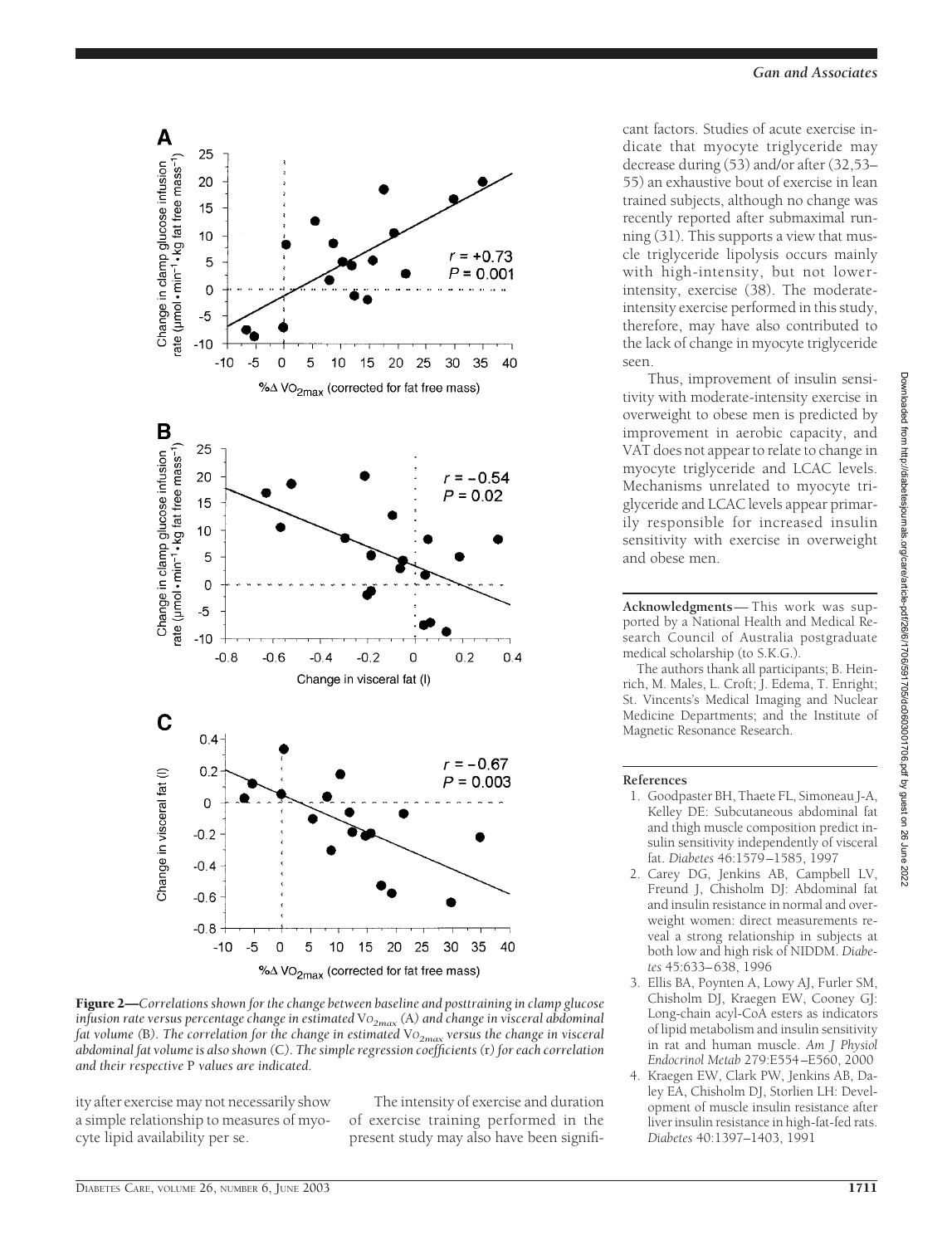**Figure 2**—*Correlations shown for the change between baseline and posttraining in clamp glucose infusion rate versus percentage change in estimated* $\dot{V}O_{2max}$ (A) *and change in visceral abdominal fat volume* (B). *The correlation for the change in estimated* $\dot{V}O_{2max}$ *versus the change in visceral abdominal fat volume is also shown* (C). *The simple regression coefficients* (r) *for each correlation and their respective* P *values are indicated.*

ity after exercise may not necessarily show a simple relationship to measures of myocyte lipid availability per se.

The intensity of exercise and duration of exercise training performed in the present study may also have been significant factors. Studies of acute exercise indicate that myocyte triglyceride may decrease during (53) and/or after (32,53–55) an exhaustive bout of exercise in lean trained subjects, although no change was recently reported after submaximal running (31). This supports a view that muscle triglyceride lipolysis occurs mainly with high-intensity, but not lower-intensity, exercise (38). The moderate-intensity exercise performed in this study, therefore, may have also contributed to the lack of change in myocyte triglyceride seen.

Thus, improvement of insulin sensitivity with moderate-intensity exercise in overweight to obese men is predicted by improvement in aerobic capacity, and VAT does not appear to relate to change in myocyte triglyceride and LCAC levels. Mechanisms unrelated to myocyte triglyceride and LCAC levels appear primarily responsible for increased insulin sensitivity with exercise in overweight and obese men.

**Acknowledgments**— This work was supported by a National Health and Medical Research Council of Australia postgraduate medical scholarship (to S.K.G.).

The authors thank all participants; B. Heinrich, M. Males, L. Croft; J. Edema, T. Enright; St. Vincents's Medical Imaging and Nuclear Medicine Departments; and the Institute of Magnetic Resonance Research.

## References

1. Goodpaster BH, Thaete FL, Simoneau J-A, Kelley DE: Subcutaneous abdominal fat and thigh muscle composition predict insulin sensitivity independently of visceral fat. *Diabetes* 46:1579–1585, 1997
2. Carey DG, Jenkins AB, Campbell LV, Freund J, Chisholm DJ: Abdominal fat and insulin resistance in normal and overweight women: direct measurements reveal a strong relationship in subjects at both low and high risk of NIDDM. *Diabetes* 45:633–638, 1996
3. Ellis BA, Poynten A, Lowy AJ, Furler SM, Chisholm DJ, Kraegen EW, Cooney GJ: Long-chain acyl-CoA esters as indicators of lipid metabolism and insulin sensitivity in rat and human muscle. *Am J Physiol Endocrinol Metab* 279:E554–E560, 2000
4. Kraegen EW, Clark PW, Jenkins AB, Daley EA, Chisholm DJ, Storlien LH: Development of muscle insulin resistance after liver insulin resistance in high-fat-fed rats. *Diabetes* 40:1397–1403, 1991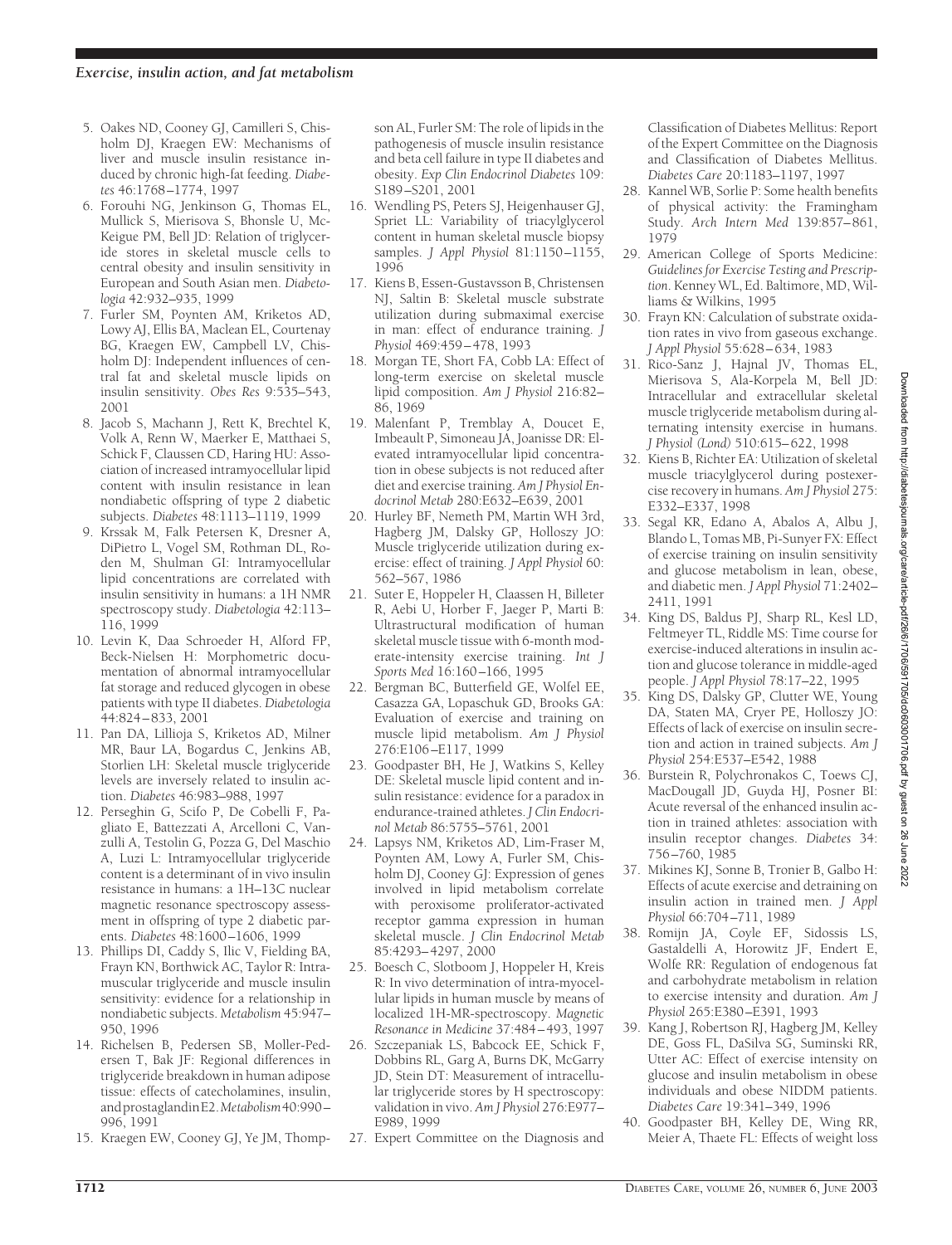5. Oakes ND, Cooney GJ, Camilleri S, Chisholm DJ, Kraegen EW: Mechanisms of liver and muscle insulin resistance induced by chronic high-fat feeding. *Diabetes* 46:1768–1774, 1997
6. Forouhi NG, Jenkinson G, Thomas EL, Mullick S, Mierisova S, Bhonsle U, McKeigue PM, Bell JD: Relation of triglyceride stores in skeletal muscle cells to central obesity and insulin sensitivity in European and South Asian men. *Diabetologia* 42:932–935, 1999
7. Furler SM, Poynten AM, Kriketos AD, Lowy AJ, Ellis BA, Maclean EL, Courtenay BG, Kraegen EW, Campbell LV, Chisholm DJ: Independent influences of central fat and skeletal muscle lipids on insulin sensitivity. *Obes Res* 9:535–543, 2001
8. Jacob S, Machann J, Rett K, Brechtel K, Volk A, Renn W, Maerker E, Matthaei S, Schick F, Claussen CD, Haring HU: Association of increased intramyocellular lipid content with insulin resistance in lean nondiabetic offspring of type 2 diabetic subjects. *Diabetes* 48:1113–1119, 1999
9. Krssak M, Falk Petersen K, Dresner A, DiPietro L, Vogel SM, Rothman DL, Roden M, Shulman GI: Intramyocellular lipid concentrations are correlated with insulin sensitivity in humans: a 1H NMR spectroscopy study. *Diabetologia* 42:113–116, 1999
10. Levin K, Daa Schroeder H, Alford FP, Beck-Nielsen H: Morphometric documentation of abnormal intramyocellular fat storage and reduced glycogen in obese patients with type II diabetes. *Diabetologia* 44:824–833, 2001
11. Pan DA, Lillioja S, Kriketos AD, Milner MR, Baur LA, Bogardus C, Jenkins AB, Storlien LH: Skeletal muscle triglyceride levels are inversely related to insulin action. *Diabetes* 46:983–988, 1997
12. Perseghin G, Scifo P, De Cobelli F, Pagliato E, Battezzati A, Arcelloni C, Vanzulli A, Testolin G, Pozza G, Del Maschio A, Luzi L: Intramyocellular triglyceride content is a determinant of in vivo insulin resistance in humans: a 1H–13C nuclear magnetic resonance spectroscopy assessment in offspring of type 2 diabetic parents. *Diabetes* 48:1600–1606, 1999
13. Phillips DI, Caddy S, Ilic V, Fielding BA, Frayn KN, Borthwick AC, Taylor R: Intramuscular triglyceride and muscle insulin sensitivity: evidence for a relationship in nondiabetic subjects. *Metabolism* 45:947–950, 1996
14. Richelsen B, Pedersen SB, Moller-Pedersen T, Bak JF: Regional differences in triglyceride breakdown in human adipose tissue: effects of catecholamines, insulin, and prostaglandin E2. *Metabolism* 40:990–996, 1991
15. Kraegen EW, Cooney GJ, Ye JM, Thompson AL, Furler SM: The role of lipids in the pathogenesis of muscle insulin resistance and beta cell failure in type II diabetes and obesity. *Exp Clin Endocrinol Diabetes* 109: S189–S201, 2001
16. Wendling PS, Peters SJ, Heigenhauser GJ, Spriet LL: Variability of triacylglycerol content in human skeletal muscle biopsy samples. *J Appl Physiol* 81:1150–1155, 1996
17. Kiens B, Essen-Gustavsson B, Christensen NJ, Saltin B: Skeletal muscle substrate utilization during submaximal exercise in man: effect of endurance training. *J Physiol* 469:459–478, 1993
18. Morgan TE, Short FA, Cobb LA: Effect of long-term exercise on skeletal muscle lipid composition. *Am J Physiol* 216:82–86, 1969
19. Malenfant P, Tremblay A, Doucet E, Imbeault P, Simoneau JA, Joanisse DR: Elevated intramyocellular lipid concentration in obese subjects is not reduced after diet and exercise training. *Am J Physiol Endocrinol Metab* 280:E632–E639, 2001
20. Hurley BF, Nemeth PM, Martin WH 3rd, Hagberg JM, Dalsky GP, Holloszy JO: Muscle triglyceride utilization during exercise: effect of training. *J Appl Physiol* 60: 562–567, 1986
21. Suter E, Hoppeler H, Claassen H, Billeter R, Aebi U, Horber F, Jaeger P, Marti B: Ultrastructural modification of human skeletal muscle tissue with 6-month moderate-intensity exercise training. *Int J Sports Med* 16:160–166, 1995
22. Bergman BC, Butterfield GE, Wolfel EE, Casazza GA, Lopaschuk GD, Brooks GA: Evaluation of exercise and training on muscle lipid metabolism. *Am J Physiol* 276:E106–E117, 1999
23. Goodpaster BH, He J, Watkins S, Kelley DE: Skeletal muscle lipid content and insulin resistance: evidence for a paradox in endurance-trained athletes. *J Clin Endocrinol Metab* 86:5755–5761, 2001
24. Lapsys NM, Kriketos AD, Lim-Fraser M, Poynten AM, Lowy A, Furler SM, Chisholm DJ, Cooney GJ: Expression of genes involved in lipid metabolism correlate with peroxisome proliferator-activated receptor gamma expression in human skeletal muscle. *J Clin Endocrinol Metab* 85:4293–4297, 2000
25. Boesch C, Slotboom J, Hoppeler H, Kreis R: In vivo determination of intra-myocellular lipids in human muscle by means of localized 1H-MR-spectroscopy. *Magnetic Resonance in Medicine* 37:484–493, 1997
26. Szczepaniak LS, Babcock EE, Schick F, Dobbins RL, Garg A, Burns DK, McGarry JD, Stein DT: Measurement of intracellular triglyceride stores by H spectroscopy: validation in vivo. *Am J Physiol* 276:E977–E989, 1999
27. Expert Committee on the Diagnosis and Classification of Diabetes Mellitus: Report of the Expert Committee on the Diagnosis and Classification of Diabetes Mellitus. *Diabetes Care* 20:1183–1197, 1997
28. Kannel WB, Sorlie P: Some health benefits of physical activity: the Framingham Study. *Arch Intern Med* 139:857–861, 1979
29. American College of Sports Medicine: *Guidelines for Exercise Testing and Prescription*. Kenney WL, Ed. Baltimore, MD, Williams & Wilkins, 1995
30. Frayn KN: Calculation of substrate oxidation rates in vivo from gaseous exchange. *J Appl Physiol* 55:628–634, 1983
31. Rico-Sanz J, Hajnal JV, Thomas EL, Mierisova S, Ala-Korpela M, Bell JD: Intracellular and extracellular skeletal muscle triglyceride metabolism during alternating intensity exercise in humans. *J Physiol (Lond)* 510:615–622, 1998
32. Kiens B, Richter EA: Utilization of skeletal muscle triacylglycerol during postexercise recovery in humans. *Am J Physiol* 275: E332–E337, 1998
33. Segal KR, Edano A, Abalos A, Albu J, Blando L, Tomas MB, Pi-Sunyer FX: Effect of exercise training on insulin sensitivity and glucose metabolism in lean, obese, and diabetic men. *J Appl Physiol* 71:2402–2411, 1991
34. King DS, Baldus PJ, Sharp RL, Kesl LD, Feltmeyer TL, Riddle MS: Time course for exercise-induced alterations in insulin action and glucose tolerance in middle-aged people. *J Appl Physiol* 78:17–22, 1995
35. King DS, Dalsky GP, Clutter WE, Young DA, Staten MA, Cryer PE, Holloszy JO: Effects of lack of exercise on insulin secretion and action in trained subjects. *Am J Physiol* 254:E537–E542, 1988
36. Burstein R, Polychronakos C, Toews CJ, MacDougall JD, Guyda HJ, Posner BI: Acute reversal of the enhanced insulin action in trained athletes: association with insulin receptor changes. *Diabetes* 34: 756–760, 1985
37. Mikines KJ, Sonne B, Tronier B, Galbo H: Effects of acute exercise and detraining on insulin action in trained men. *J Appl Physiol* 66:704–711, 1989
38. Romijn JA, Coyle EF, Sidossis LS, Gastaldelli A, Horowitz JF, Endert E, Wolfe RR: Regulation of endogenous fat and carbohydrate metabolism in relation to exercise intensity and duration. *Am J Physiol* 265:E380–E391, 1993
39. Kang J, Robertson RJ, Hagberg JM, Kelley DE, Goss FL, DaSilva SG, Suminski RR, Utter AC: Effect of exercise intensity on glucose and insulin metabolism in obese individuals and obese NIDDM patients. *Diabetes Care* 19:341–349, 1996
40. Goodpaster BH, Kelley DE, Wing RR, Meier A, Thaete FL: Effects of weight loss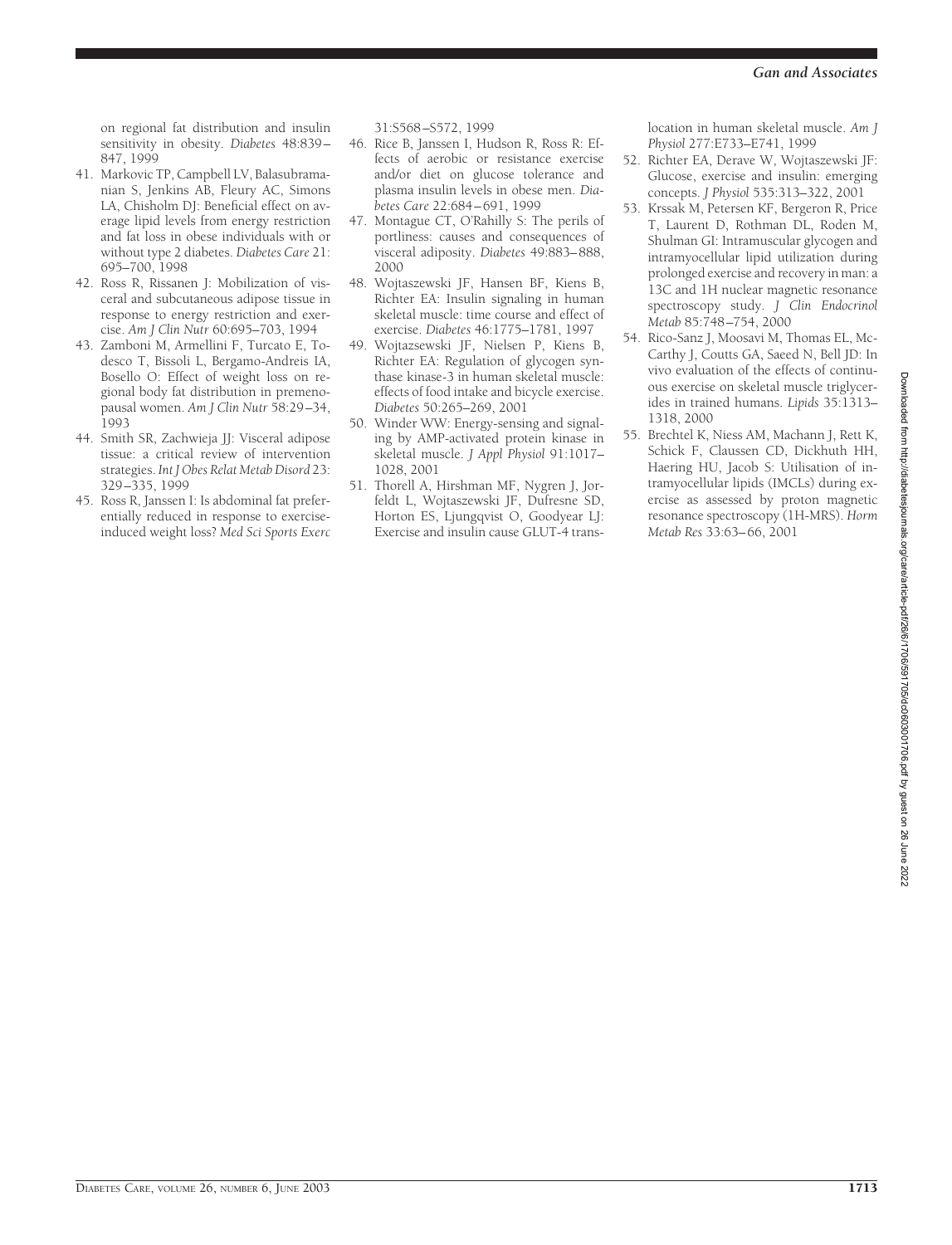on regional fat distribution and insulin sensitivity in obesity. *Diabetes* 48:839–847, 1999

41. Markovic TP, Campbell LV, Balasubramanian S, Jenkins AB, Fleury AC, Simons LA, Chisholm DJ: Beneficial effect on average lipid levels from energy restriction and fat loss in obese individuals with or without type 2 diabetes. *Diabetes Care* 21: 695–700, 1998
42. Ross R, Rissanen J: Mobilization of visceral and subcutaneous adipose tissue in response to energy restriction and exercise. *Am J Clin Nutr* 60:695–703, 1994
43. Zamboni M, Armellini F, Turcato E, Todesco T, Bissoli L, Bergamo-Andreis IA, Bosello O: Effect of weight loss on regional body fat distribution in premenopausal women. *Am J Clin Nutr* 58:29–34, 1993
44. Smith SR, Zachwieja JJ: Visceral adipose tissue: a critical review of intervention strategies. *Int J Obes Relat Metab Disord* 23: 329–335, 1999
45. Ross R, Janssen I: Is abdominal fat preferentially reduced in response to exercise-induced weight loss? *Med Sci Sports Exerc* 31:S568–S572, 1999
46. Rice B, Janssen I, Hudson R, Ross R: Effects of aerobic or resistance exercise and/or diet on glucose tolerance and plasma insulin levels in obese men. *Diabetes Care* 22:684–691, 1999
47. Montague CT, O'Rahilly S: The perils of portliness: causes and consequences of visceral adiposity. *Diabetes* 49:883–888, 2000
48. Wojtaszewski JF, Hansen BF, Kiens B, Richter EA: Insulin signaling in human skeletal muscle: time course and effect of exercise. *Diabetes* 46:1775–1781, 1997
49. Wojtazsewski JF, Nielsen P, Kiens B, Richter EA: Regulation of glycogen synthase kinase-3 in human skeletal muscle: effects of food intake and bicycle exercise. *Diabetes* 50:265–269, 2001
50. Winder WW: Energy-sensing and signaling by AMP-activated protein kinase in skeletal muscle. *J Appl Physiol* 91:1017–1028, 2001
51. Thorell A, Hirshman MF, Nygren J, Jorfeldt L, Wojtaszewski JF, Dufresne SD, Horton ES, Ljungqvist O, Goodyear LJ: Exercise and insulin cause GLUT-4 translocation in human skeletal muscle. *Am J Physiol* 277:E733–E741, 1999
52. Richter EA, Derave W, Wojtaszewski JF: Glucose, exercise and insulin: emerging concepts. *J Physiol* 535:313–322, 2001
53. Krssak M, Petersen KF, Bergeron R, Price T, Laurent D, Rothman DL, Roden M, Shulman GI: Intramuscular glycogen and intramyocellular lipid utilization during prolonged exercise and recovery in man: a 13C and 1H nuclear magnetic resonance spectroscopy study. *J Clin Endocrinol Metab* 85:748–754, 2000
54. Rico-Sanz J, Moosavi M, Thomas EL, McCarthy J, Coutts GA, Saeed N, Bell JD: In vivo evaluation of the effects of continuous exercise on skeletal muscle triglycerides in trained humans. *Lipids* 35:1313–1318, 2000
55. Brechtel K, Niess AM, Machann J, Rett K, Schick F, Claussen CD, Dickhuth HH, Haering HU, Jacob S: Utilisation of intramyocellular lipids (IMCLs) during exercise as assessed by proton magnetic resonance spectroscopy (1H-MRS). *Horm Metab Res* 33:63–66, 2001